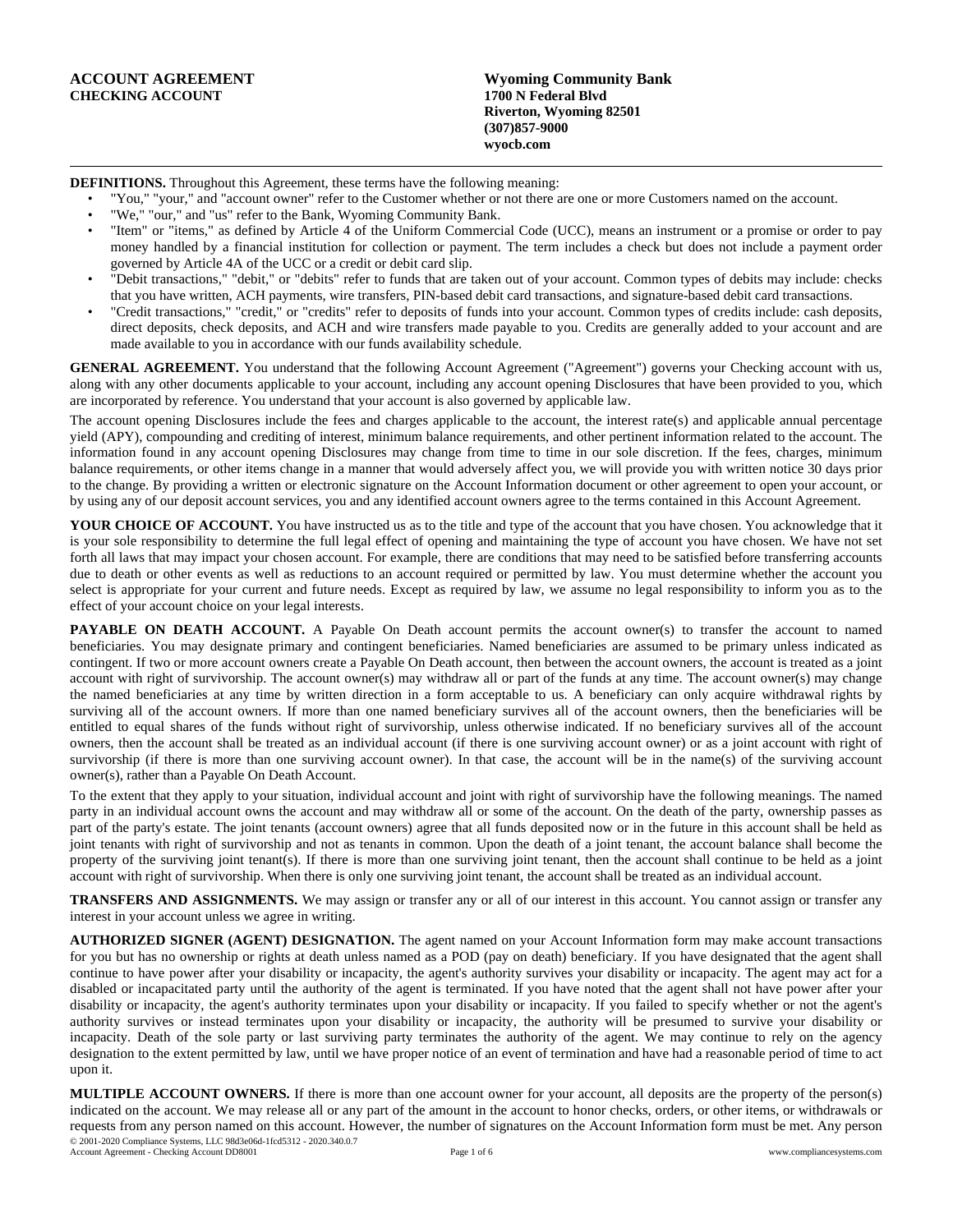**ACCOUNT AGREEMENT**
**CHECKING ACCOUNT**

**Wyoming Community Bank**
**1700 N Federal Blvd**
**Riverton, Wyoming 82501**
**(307)857-9000**
**wyocb.com**

---

**DEFINITIONS.** Throughout this Agreement, these terms have the following meaning:

- "You," "your," and "account owner" refer to the Customer whether or not there are one or more Customers named on the account.
- "We," "our," and "us" refer to the Bank, Wyoming Community Bank.
- "Item" or "items," as defined by Article 4 of the Uniform Commercial Code (UCC), means an instrument or a promise or order to pay money handled by a financial institution for collection or payment. The term includes a check but does not include a payment order governed by Article 4A of the UCC or a credit or debit card slip.
- "Debit transactions," "debit," or "debits" refer to funds that are taken out of your account. Common types of debits may include: checks that you have written, ACH payments, wire transfers, PIN-based debit card transactions, and signature-based debit card transactions.
- "Credit transactions," "credit," or "credits" refer to deposits of funds into your account. Common types of credits include: cash deposits, direct deposits, check deposits, and ACH and wire transfers made payable to you. Credits are generally added to your account and are made available to you in accordance with our funds availability schedule.

**GENERAL AGREEMENT.** You understand that the following Account Agreement ("Agreement") governs your Checking account with us, along with any other documents applicable to your account, including any account opening Disclosures that have been provided to you, which are incorporated by reference. You understand that your account is also governed by applicable law.

The account opening Disclosures include the fees and charges applicable to the account, the interest rate(s) and applicable annual percentage yield (APY), compounding and crediting of interest, minimum balance requirements, and other pertinent information related to the account. The information found in any account opening Disclosures may change from time to time in our sole discretion. If the fees, charges, minimum balance requirements, or other items change in a manner that would adversely affect you, we will provide you with written notice 30 days prior to the change. By providing a written or electronic signature on the Account Information document or other agreement to open your account, or by using any of our deposit account services, you and any identified account owners agree to the terms contained in this Account Agreement.

**YOUR CHOICE OF ACCOUNT.** You have instructed us as to the title and type of the account that you have chosen. You acknowledge that it is your sole responsibility to determine the full legal effect of opening and maintaining the type of account you have chosen. We have not set forth all laws that may impact your chosen account. For example, there are conditions that may need to be satisfied before transferring accounts due to death or other events as well as reductions to an account required or permitted by law. You must determine whether the account you select is appropriate for your current and future needs. Except as required by law, we assume no legal responsibility to inform you as to the effect of your account choice on your legal interests.

**PAYABLE ON DEATH ACCOUNT.** A Payable On Death account permits the account owner(s) to transfer the account to named beneficiaries. You may designate primary and contingent beneficiaries. Named beneficiaries are assumed to be primary unless indicated as contingent. If two or more account owners create a Payable On Death account, then between the account owners, the account is treated as a joint account with right of survivorship. The account owner(s) may withdraw all or part of the funds at any time. The account owner(s) may change the named beneficiaries at any time by written direction in a form acceptable to us. A beneficiary can only acquire withdrawal rights by surviving all of the account owners. If more than one named beneficiary survives all of the account owners, then the beneficiaries will be entitled to equal shares of the funds without right of survivorship, unless otherwise indicated. If no beneficiary survives all of the account owners, then the account shall be treated as an individual account (if there is one surviving account owner) or as a joint account with right of survivorship (if there is more than one surviving account owner). In that case, the account will be in the name(s) of the surviving account owner(s), rather than a Payable On Death Account.

To the extent that they apply to your situation, individual account and joint with right of survivorship have the following meanings. The named party in an individual account owns the account and may withdraw all or some of the account. On the death of the party, ownership passes as part of the party's estate. The joint tenants (account owners) agree that all funds deposited now or in the future in this account shall be held as joint tenants with right of survivorship and not as tenants in common. Upon the death of a joint tenant, the account balance shall become the property of the surviving joint tenant(s). If there is more than one surviving joint tenant, then the account shall continue to be held as a joint account with right of survivorship. When there is only one surviving joint tenant, the account shall be treated as an individual account.

**TRANSFERS AND ASSIGNMENTS.** We may assign or transfer any or all of our interest in this account. You cannot assign or transfer any interest in your account unless we agree in writing.

**AUTHORIZED SIGNER (AGENT) DESIGNATION.** The agent named on your Account Information form may make account transactions for you but has no ownership or rights at death unless named as a POD (pay on death) beneficiary. If you have designated that the agent shall continue to have power after your disability or incapacity, the agent's authority survives your disability or incapacity. The agent may act for a disabled or incapacitated party until the authority of the agent is terminated. If you have noted that the agent shall not have power after your disability or incapacity, the agent's authority terminates upon your disability or incapacity. If you failed to specify whether or not the agent's authority survives or instead terminates upon your disability or incapacity, the authority will be presumed to survive your disability or incapacity. Death of the sole party or last surviving party terminates the authority of the agent. We may continue to rely on the agency designation to the extent permitted by law, until we have proper notice of an event of termination and have had a reasonable period of time to act upon it.

**MULTIPLE ACCOUNT OWNERS.** If there is more than one account owner for your account, all deposits are the property of the person(s) indicated on the account. We may release all or any part of the amount in the account to honor checks, orders, or other items, or withdrawals or requests from any person named on this account. However, the number of signatures on the Account Information form must be met. Any person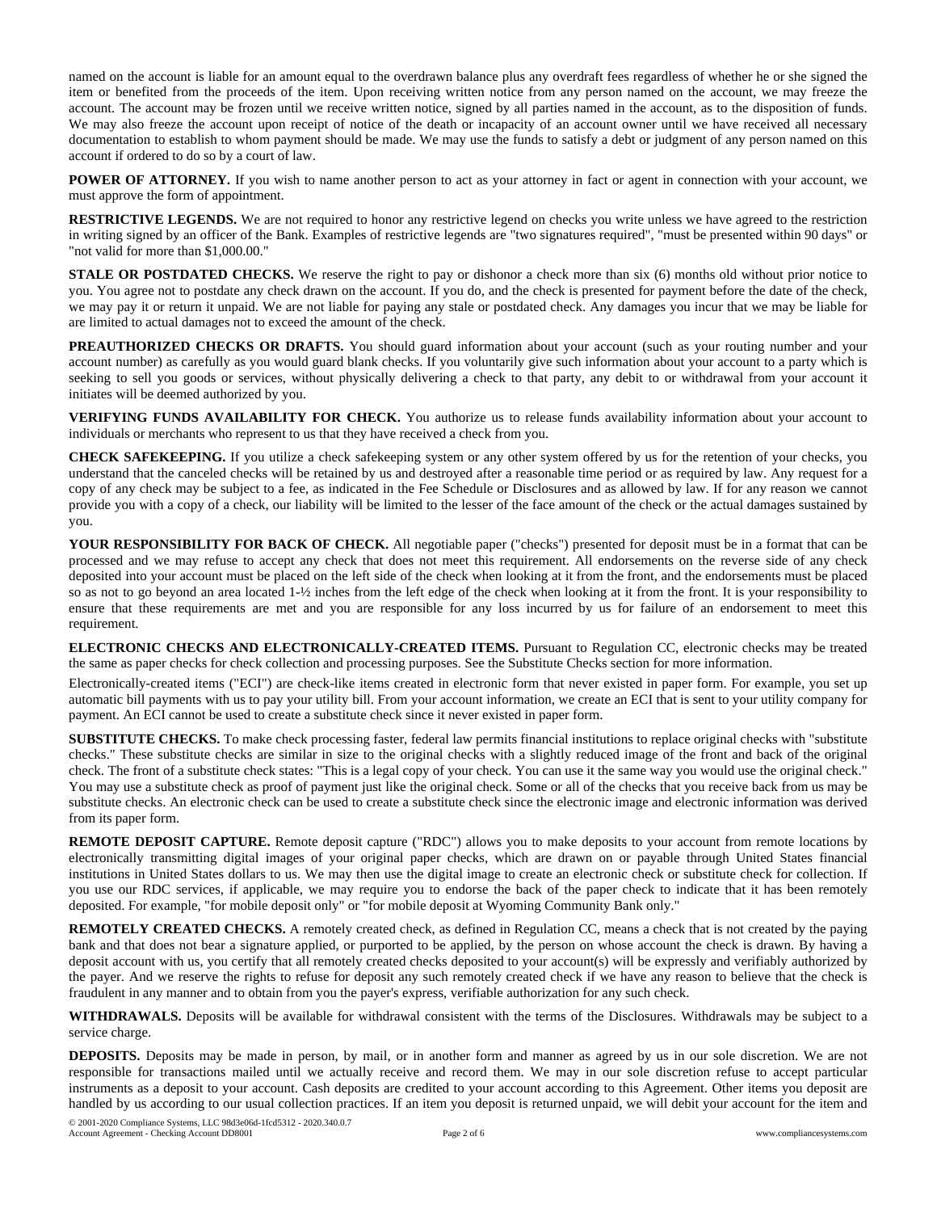named on the account is liable for an amount equal to the overdrawn balance plus any overdraft fees regardless of whether he or she signed the item or benefited from the proceeds of the item. Upon receiving written notice from any person named on the account, we may freeze the account. The account may be frozen until we receive written notice, signed by all parties named in the account, as to the disposition of funds. We may also freeze the account upon receipt of notice of the death or incapacity of an account owner until we have received all necessary documentation to establish to whom payment should be made. We may use the funds to satisfy a debt or judgment of any person named on this account if ordered to do so by a court of law.

**POWER OF ATTORNEY.** If you wish to name another person to act as your attorney in fact or agent in connection with your account, we must approve the form of appointment.

**RESTRICTIVE LEGENDS.** We are not required to honor any restrictive legend on checks you write unless we have agreed to the restriction in writing signed by an officer of the Bank. Examples of restrictive legends are "two signatures required", "must be presented within 90 days" or "not valid for more than $1,000.00."

**STALE OR POSTDATED CHECKS.** We reserve the right to pay or dishonor a check more than six (6) months old without prior notice to you. You agree not to postdate any check drawn on the account. If you do, and the check is presented for payment before the date of the check, we may pay it or return it unpaid. We are not liable for paying any stale or postdated check. Any damages you incur that we may be liable for are limited to actual damages not to exceed the amount of the check.

**PREAUTHORIZED CHECKS OR DRAFTS.** You should guard information about your account (such as your routing number and your account number) as carefully as you would guard blank checks. If you voluntarily give such information about your account to a party which is seeking to sell you goods or services, without physically delivering a check to that party, any debit to or withdrawal from your account it initiates will be deemed authorized by you.

**VERIFYING FUNDS AVAILABILITY FOR CHECK.** You authorize us to release funds availability information about your account to individuals or merchants who represent to us that they have received a check from you.

**CHECK SAFEKEEPING.** If you utilize a check safekeeping system or any other system offered by us for the retention of your checks, you understand that the canceled checks will be retained by us and destroyed after a reasonable time period or as required by law. Any request for a copy of any check may be subject to a fee, as indicated in the Fee Schedule or Disclosures and as allowed by law. If for any reason we cannot provide you with a copy of a check, our liability will be limited to the lesser of the face amount of the check or the actual damages sustained by you.

**YOUR RESPONSIBILITY FOR BACK OF CHECK.** All negotiable paper ("checks") presented for deposit must be in a format that can be processed and we may refuse to accept any check that does not meet this requirement. All endorsements on the reverse side of any check deposited into your account must be placed on the left side of the check when looking at it from the front, and the endorsements must be placed so as not to go beyond an area located 1-½ inches from the left edge of the check when looking at it from the front. It is your responsibility to ensure that these requirements are met and you are responsible for any loss incurred by us for failure of an endorsement to meet this requirement.

**ELECTRONIC CHECKS AND ELECTRONICALLY-CREATED ITEMS.** Pursuant to Regulation CC, electronic checks may be treated the same as paper checks for check collection and processing purposes. See the Substitute Checks section for more information.

Electronically-created items ("ECI") are check-like items created in electronic form that never existed in paper form. For example, you set up automatic bill payments with us to pay your utility bill. From your account information, we create an ECI that is sent to your utility company for payment. An ECI cannot be used to create a substitute check since it never existed in paper form.

**SUBSTITUTE CHECKS.** To make check processing faster, federal law permits financial institutions to replace original checks with "substitute checks." These substitute checks are similar in size to the original checks with a slightly reduced image of the front and back of the original check. The front of a substitute check states: "This is a legal copy of your check. You can use it the same way you would use the original check." You may use a substitute check as proof of payment just like the original check. Some or all of the checks that you receive back from us may be substitute checks. An electronic check can be used to create a substitute check since the electronic image and electronic information was derived from its paper form.

**REMOTE DEPOSIT CAPTURE.** Remote deposit capture ("RDC") allows you to make deposits to your account from remote locations by electronically transmitting digital images of your original paper checks, which are drawn on or payable through United States financial institutions in United States dollars to us. We may then use the digital image to create an electronic check or substitute check for collection. If you use our RDC services, if applicable, we may require you to endorse the back of the paper check to indicate that it has been remotely deposited. For example, "for mobile deposit only" or "for mobile deposit at Wyoming Community Bank only."

**REMOTELY CREATED CHECKS.** A remotely created check, as defined in Regulation CC, means a check that is not created by the paying bank and that does not bear a signature applied, or purported to be applied, by the person on whose account the check is drawn. By having a deposit account with us, you certify that all remotely created checks deposited to your account(s) will be expressly and verifiably authorized by the payer. And we reserve the rights to refuse for deposit any such remotely created check if we have any reason to believe that the check is fraudulent in any manner and to obtain from you the payer's express, verifiable authorization for any such check.

**WITHDRAWALS.** Deposits will be available for withdrawal consistent with the terms of the Disclosures. Withdrawals may be subject to a service charge.

**DEPOSITS.** Deposits may be made in person, by mail, or in another form and manner as agreed by us in our sole discretion. We are not responsible for transactions mailed until we actually receive and record them. We may in our sole discretion refuse to accept particular instruments as a deposit to your account. Cash deposits are credited to your account according to this Agreement. Other items you deposit are handled by us according to our usual collection practices. If an item you deposit is returned unpaid, we will debit your account for the item and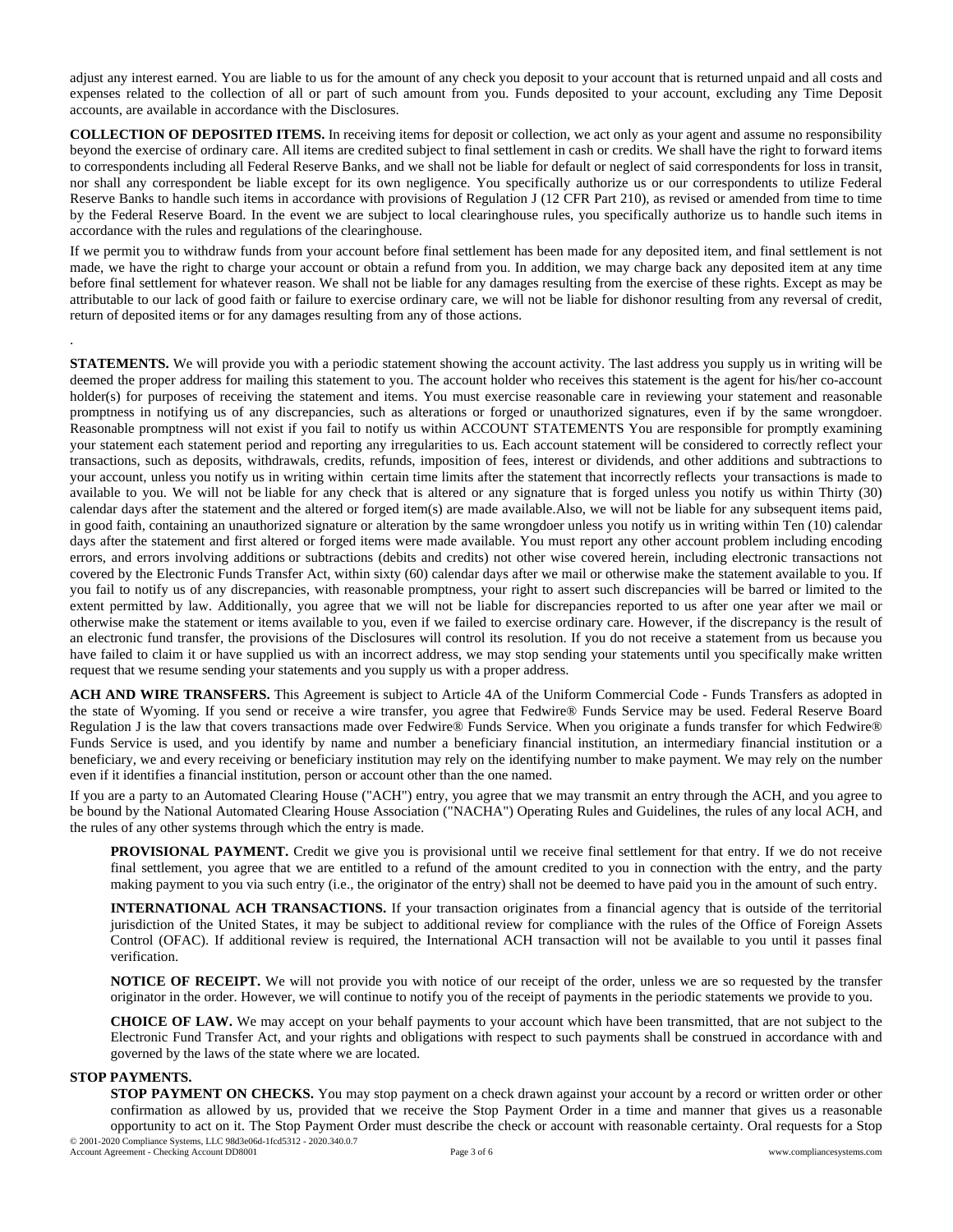adjust any interest earned. You are liable to us for the amount of any check you deposit to your account that is returned unpaid and all costs and expenses related to the collection of all or part of such amount from you. Funds deposited to your account, excluding any Time Deposit accounts, are available in accordance with the Disclosures.

**COLLECTION OF DEPOSITED ITEMS.** In receiving items for deposit or collection, we act only as your agent and assume no responsibility beyond the exercise of ordinary care. All items are credited subject to final settlement in cash or credits. We shall have the right to forward items to correspondents including all Federal Reserve Banks, and we shall not be liable for default or neglect of said correspondents for loss in transit, nor shall any correspondent be liable except for its own negligence. You specifically authorize us or our correspondents to utilize Federal Reserve Banks to handle such items in accordance with provisions of Regulation J (12 CFR Part 210), as revised or amended from time to time by the Federal Reserve Board. In the event we are subject to local clearinghouse rules, you specifically authorize us to handle such items in accordance with the rules and regulations of the clearinghouse.

If we permit you to withdraw funds from your account before final settlement has been made for any deposited item, and final settlement is not made, we have the right to charge your account or obtain a refund from you. In addition, we may charge back any deposited item at any time before final settlement for whatever reason. We shall not be liable for any damages resulting from the exercise of these rights. Except as may be attributable to our lack of good faith or failure to exercise ordinary care, we will not be liable for dishonor resulting from any reversal of credit, return of deposited items or for any damages resulting from any of those actions.

.

**STATEMENTS.** We will provide you with a periodic statement showing the account activity. The last address you supply us in writing will be deemed the proper address for mailing this statement to you. The account holder who receives this statement is the agent for his/her co-account holder(s) for purposes of receiving the statement and items. You must exercise reasonable care in reviewing your statement and reasonable promptness in notifying us of any discrepancies, such as alterations or forged or unauthorized signatures, even if by the same wrongdoer. Reasonable promptness will not exist if you fail to notify us within ACCOUNT STATEMENTS You are responsible for promptly examining your statement each statement period and reporting any irregularities to us. Each account statement will be considered to correctly reflect your transactions, such as deposits, withdrawals, credits, refunds, imposition of fees, interest or dividends, and other additions and subtractions to your account, unless you notify us in writing within certain time limits after the statement that incorrectly reflects your transactions is made to available to you. We will not be liable for any check that is altered or any signature that is forged unless you notify us within Thirty (30) calendar days after the statement and the altered or forged item(s) are made available.Also, we will not be liable for any subsequent items paid, in good faith, containing an unauthorized signature or alteration by the same wrongdoer unless you notify us in writing within Ten (10) calendar days after the statement and first altered or forged items were made available. You must report any other account problem including encoding errors, and errors involving additions or subtractions (debits and credits) not other wise covered herein, including electronic transactions not covered by the Electronic Funds Transfer Act, within sixty (60) calendar days after we mail or otherwise make the statement available to you. If you fail to notify us of any discrepancies, with reasonable promptness, your right to assert such discrepancies will be barred or limited to the extent permitted by law. Additionally, you agree that we will not be liable for discrepancies reported to us after one year after we mail or otherwise make the statement or items available to you, even if we failed to exercise ordinary care. However, if the discrepancy is the result of an electronic fund transfer, the provisions of the Disclosures will control its resolution. If you do not receive a statement from us because you have failed to claim it or have supplied us with an incorrect address, we may stop sending your statements until you specifically make written request that we resume sending your statements and you supply us with a proper address.

**ACH AND WIRE TRANSFERS.** This Agreement is subject to Article 4A of the Uniform Commercial Code - Funds Transfers as adopted in the state of Wyoming. If you send or receive a wire transfer, you agree that Fedwire® Funds Service may be used. Federal Reserve Board Regulation J is the law that covers transactions made over Fedwire® Funds Service. When you originate a funds transfer for which Fedwire® Funds Service is used, and you identify by name and number a beneficiary financial institution, an intermediary financial institution or a beneficiary, we and every receiving or beneficiary institution may rely on the identifying number to make payment. We may rely on the number even if it identifies a financial institution, person or account other than the one named.

If you are a party to an Automated Clearing House ("ACH") entry, you agree that we may transmit an entry through the ACH, and you agree to be bound by the National Automated Clearing House Association ("NACHA") Operating Rules and Guidelines, the rules of any local ACH, and the rules of any other systems through which the entry is made.

**PROVISIONAL PAYMENT.** Credit we give you is provisional until we receive final settlement for that entry. If we do not receive final settlement, you agree that we are entitled to a refund of the amount credited to you in connection with the entry, and the party making payment to you via such entry (i.e., the originator of the entry) shall not be deemed to have paid you in the amount of such entry.

**INTERNATIONAL ACH TRANSACTIONS.** If your transaction originates from a financial agency that is outside of the territorial jurisdiction of the United States, it may be subject to additional review for compliance with the rules of the Office of Foreign Assets Control (OFAC). If additional review is required, the International ACH transaction will not be available to you until it passes final verification.

**NOTICE OF RECEIPT.** We will not provide you with notice of our receipt of the order, unless we are so requested by the transfer originator in the order. However, we will continue to notify you of the receipt of payments in the periodic statements we provide to you.

**CHOICE OF LAW.** We may accept on your behalf payments to your account which have been transmitted, that are not subject to the Electronic Fund Transfer Act, and your rights and obligations with respect to such payments shall be construed in accordance with and governed by the laws of the state where we are located.

**STOP PAYMENTS.**

**STOP PAYMENT ON CHECKS.** You may stop payment on a check drawn against your account by a record or written order or other confirmation as allowed by us, provided that we receive the Stop Payment Order in a time and manner that gives us a reasonable opportunity to act on it. The Stop Payment Order must describe the check or account with reasonable certainty. Oral requests for a Stop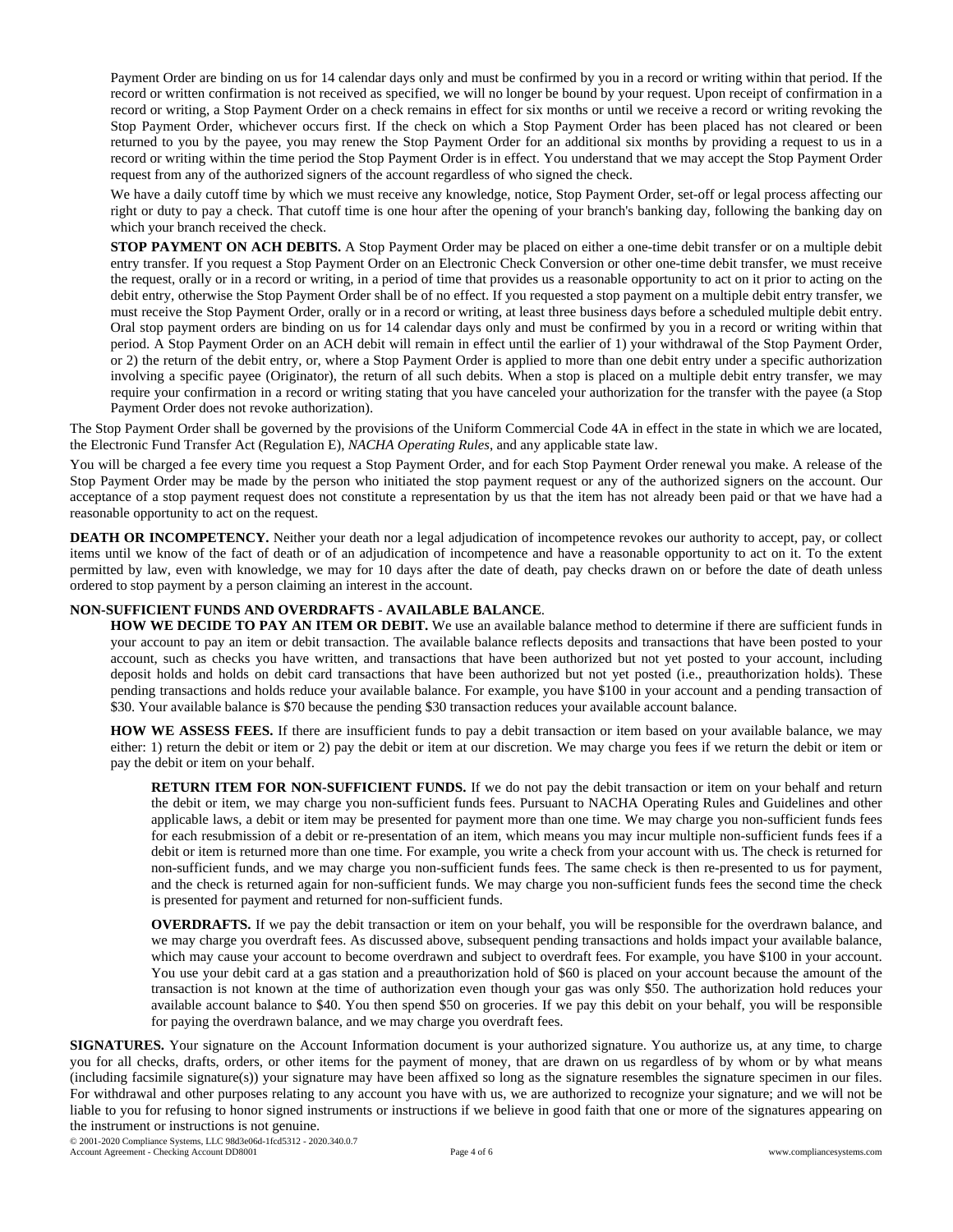Payment Order are binding on us for 14 calendar days only and must be confirmed by you in a record or writing within that period. If the record or written confirmation is not received as specified, we will no longer be bound by your request. Upon receipt of confirmation in a record or writing, a Stop Payment Order on a check remains in effect for six months or until we receive a record or writing revoking the Stop Payment Order, whichever occurs first. If the check on which a Stop Payment Order has been placed has not cleared or been returned to you by the payee, you may renew the Stop Payment Order for an additional six months by providing a request to us in a record or writing within the time period the Stop Payment Order is in effect. You understand that we may accept the Stop Payment Order request from any of the authorized signers of the account regardless of who signed the check.

We have a daily cutoff time by which we must receive any knowledge, notice, Stop Payment Order, set-off or legal process affecting our right or duty to pay a check. That cutoff time is one hour after the opening of your branch's banking day, following the banking day on which your branch received the check.

**STOP PAYMENT ON ACH DEBITS.** A Stop Payment Order may be placed on either a one-time debit transfer or on a multiple debit entry transfer. If you request a Stop Payment Order on an Electronic Check Conversion or other one-time debit transfer, we must receive the request, orally or in a record or writing, in a period of time that provides us a reasonable opportunity to act on it prior to acting on the debit entry, otherwise the Stop Payment Order shall be of no effect. If you requested a stop payment on a multiple debit entry transfer, we must receive the Stop Payment Order, orally or in a record or writing, at least three business days before a scheduled multiple debit entry. Oral stop payment orders are binding on us for 14 calendar days only and must be confirmed by you in a record or writing within that period. A Stop Payment Order on an ACH debit will remain in effect until the earlier of 1) your withdrawal of the Stop Payment Order, or 2) the return of the debit entry, or, where a Stop Payment Order is applied to more than one debit entry under a specific authorization involving a specific payee (Originator), the return of all such debits. When a stop is placed on a multiple debit entry transfer, we may require your confirmation in a record or writing stating that you have canceled your authorization for the transfer with the payee (a Stop Payment Order does not revoke authorization).

The Stop Payment Order shall be governed by the provisions of the Uniform Commercial Code 4A in effect in the state in which we are located, the Electronic Fund Transfer Act (Regulation E), *NACHA Operating Rules*, and any applicable state law.

You will be charged a fee every time you request a Stop Payment Order, and for each Stop Payment Order renewal you make. A release of the Stop Payment Order may be made by the person who initiated the stop payment request or any of the authorized signers on the account. Our acceptance of a stop payment request does not constitute a representation by us that the item has not already been paid or that we have had a reasonable opportunity to act on the request.

**DEATH OR INCOMPETENCY.** Neither your death nor a legal adjudication of incompetence revokes our authority to accept, pay, or collect items until we know of the fact of death or of an adjudication of incompetence and have a reasonable opportunity to act on it. To the extent permitted by law, even with knowledge, we may for 10 days after the date of death, pay checks drawn on or before the date of death unless ordered to stop payment by a person claiming an interest in the account.

**NON-SUFFICIENT FUNDS AND OVERDRAFTS - AVAILABLE BALANCE**.

**HOW WE DECIDE TO PAY AN ITEM OR DEBIT.** We use an available balance method to determine if there are sufficient funds in your account to pay an item or debit transaction. The available balance reflects deposits and transactions that have been posted to your account, such as checks you have written, and transactions that have been authorized but not yet posted to your account, including deposit holds and holds on debit card transactions that have been authorized but not yet posted (i.e., preauthorization holds). These pending transactions and holds reduce your available balance. For example, you have $100 in your account and a pending transaction of $30. Your available balance is $70 because the pending $30 transaction reduces your available account balance.

**HOW WE ASSESS FEES.** If there are insufficient funds to pay a debit transaction or item based on your available balance, we may either: 1) return the debit or item or 2) pay the debit or item at our discretion. We may charge you fees if we return the debit or item or pay the debit or item on your behalf.

**RETURN ITEM FOR NON-SUFFICIENT FUNDS.** If we do not pay the debit transaction or item on your behalf and return the debit or item, we may charge you non-sufficient funds fees. Pursuant to NACHA Operating Rules and Guidelines and other applicable laws, a debit or item may be presented for payment more than one time. We may charge you non-sufficient funds fees for each resubmission of a debit or re-presentation of an item, which means you may incur multiple non-sufficient funds fees if a debit or item is returned more than one time. For example, you write a check from your account with us. The check is returned for non-sufficient funds, and we may charge you non-sufficient funds fees. The same check is then re-presented to us for payment, and the check is returned again for non-sufficient funds. We may charge you non-sufficient funds fees the second time the check is presented for payment and returned for non-sufficient funds.

**OVERDRAFTS.** If we pay the debit transaction or item on your behalf, you will be responsible for the overdrawn balance, and we may charge you overdraft fees. As discussed above, subsequent pending transactions and holds impact your available balance, which may cause your account to become overdrawn and subject to overdraft fees. For example, you have $100 in your account. You use your debit card at a gas station and a preauthorization hold of $60 is placed on your account because the amount of the transaction is not known at the time of authorization even though your gas was only $50. The authorization hold reduces your available account balance to $40. You then spend $50 on groceries. If we pay this debit on your behalf, you will be responsible for paying the overdrawn balance, and we may charge you overdraft fees.

**SIGNATURES.** Your signature on the Account Information document is your authorized signature. You authorize us, at any time, to charge you for all checks, drafts, orders, or other items for the payment of money, that are drawn on us regardless of by whom or by what means (including facsimile signature(s)) your signature may have been affixed so long as the signature resembles the signature specimen in our files. For withdrawal and other purposes relating to any account you have with us, we are authorized to recognize your signature; and we will not be liable to you for refusing to honor signed instruments or instructions if we believe in good faith that one or more of the signatures appearing on the instrument or instructions is not genuine.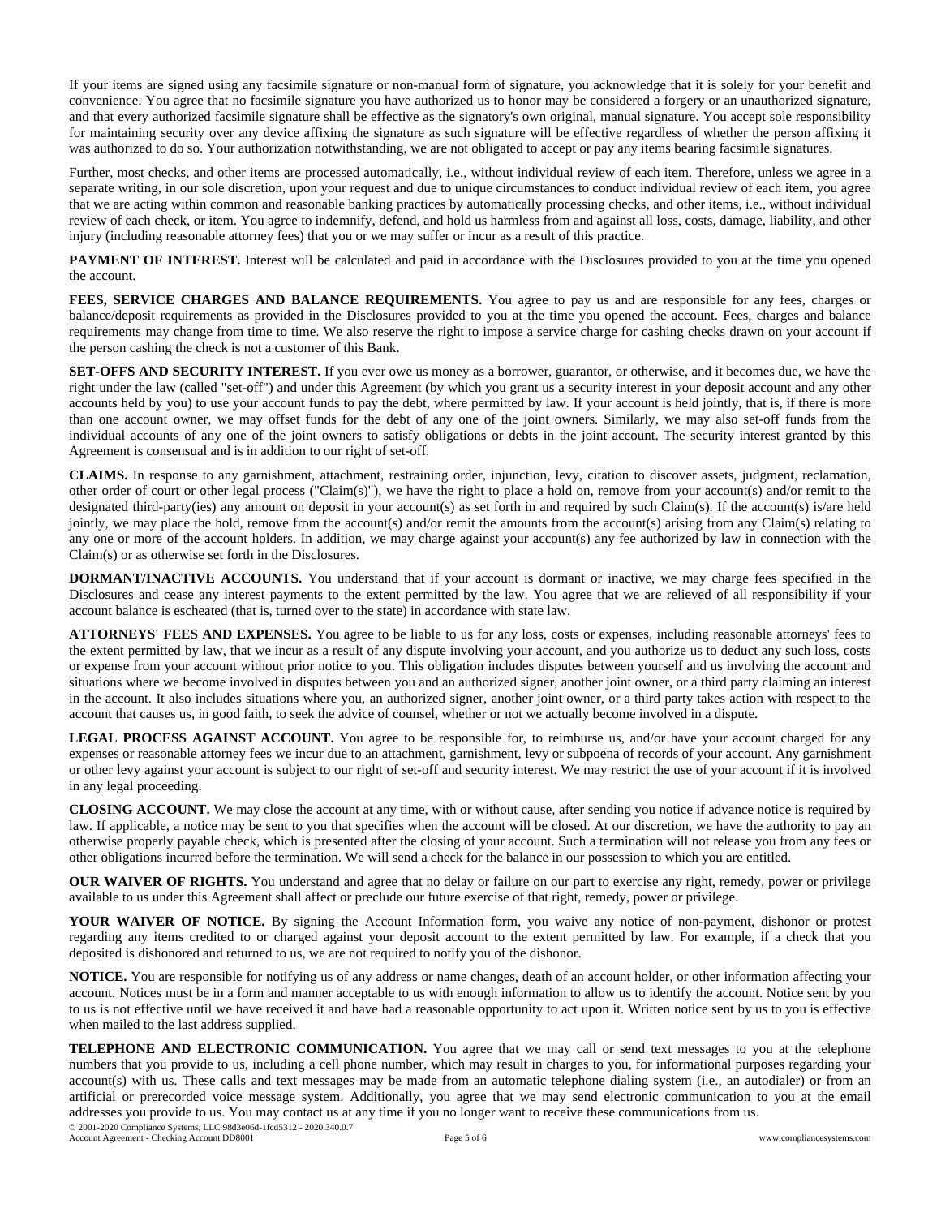If your items are signed using any facsimile signature or non-manual form of signature, you acknowledge that it is solely for your benefit and convenience. You agree that no facsimile signature you have authorized us to honor may be considered a forgery or an unauthorized signature, and that every authorized facsimile signature shall be effective as the signatory's own original, manual signature. You accept sole responsibility for maintaining security over any device affixing the signature as such signature will be effective regardless of whether the person affixing it was authorized to do so. Your authorization notwithstanding, we are not obligated to accept or pay any items bearing facsimile signatures.

Further, most checks, and other items are processed automatically, i.e., without individual review of each item. Therefore, unless we agree in a separate writing, in our sole discretion, upon your request and due to unique circumstances to conduct individual review of each item, you agree that we are acting within common and reasonable banking practices by automatically processing checks, and other items, i.e., without individual review of each check, or item. You agree to indemnify, defend, and hold us harmless from and against all loss, costs, damage, liability, and other injury (including reasonable attorney fees) that you or we may suffer or incur as a result of this practice.

**PAYMENT OF INTEREST.** Interest will be calculated and paid in accordance with the Disclosures provided to you at the time you opened the account.

**FEES, SERVICE CHARGES AND BALANCE REQUIREMENTS.** You agree to pay us and are responsible for any fees, charges or balance/deposit requirements as provided in the Disclosures provided to you at the time you opened the account. Fees, charges and balance requirements may change from time to time. We also reserve the right to impose a service charge for cashing checks drawn on your account if the person cashing the check is not a customer of this Bank.

**SET-OFFS AND SECURITY INTEREST.** If you ever owe us money as a borrower, guarantor, or otherwise, and it becomes due, we have the right under the law (called "set-off") and under this Agreement (by which you grant us a security interest in your deposit account and any other accounts held by you) to use your account funds to pay the debt, where permitted by law. If your account is held jointly, that is, if there is more than one account owner, we may offset funds for the debt of any one of the joint owners. Similarly, we may also set-off funds from the individual accounts of any one of the joint owners to satisfy obligations or debts in the joint account. The security interest granted by this Agreement is consensual and is in addition to our right of set-off.

**CLAIMS.** In response to any garnishment, attachment, restraining order, injunction, levy, citation to discover assets, judgment, reclamation, other order of court or other legal process ("Claim(s)"), we have the right to place a hold on, remove from your account(s) and/or remit to the designated third-party(ies) any amount on deposit in your account(s) as set forth in and required by such Claim(s). If the account(s) is/are held jointly, we may place the hold, remove from the account(s) and/or remit the amounts from the account(s) arising from any Claim(s) relating to any one or more of the account holders. In addition, we may charge against your account(s) any fee authorized by law in connection with the Claim(s) or as otherwise set forth in the Disclosures.

**DORMANT/INACTIVE ACCOUNTS.** You understand that if your account is dormant or inactive, we may charge fees specified in the Disclosures and cease any interest payments to the extent permitted by the law. You agree that we are relieved of all responsibility if your account balance is escheated (that is, turned over to the state) in accordance with state law.

**ATTORNEYS' FEES AND EXPENSES.** You agree to be liable to us for any loss, costs or expenses, including reasonable attorneys' fees to the extent permitted by law, that we incur as a result of any dispute involving your account, and you authorize us to deduct any such loss, costs or expense from your account without prior notice to you. This obligation includes disputes between yourself and us involving the account and situations where we become involved in disputes between you and an authorized signer, another joint owner, or a third party claiming an interest in the account. It also includes situations where you, an authorized signer, another joint owner, or a third party takes action with respect to the account that causes us, in good faith, to seek the advice of counsel, whether or not we actually become involved in a dispute.

**LEGAL PROCESS AGAINST ACCOUNT.** You agree to be responsible for, to reimburse us, and/or have your account charged for any expenses or reasonable attorney fees we incur due to an attachment, garnishment, levy or subpoena of records of your account. Any garnishment or other levy against your account is subject to our right of set-off and security interest. We may restrict the use of your account if it is involved in any legal proceeding.

**CLOSING ACCOUNT.** We may close the account at any time, with or without cause, after sending you notice if advance notice is required by law. If applicable, a notice may be sent to you that specifies when the account will be closed. At our discretion, we have the authority to pay an otherwise properly payable check, which is presented after the closing of your account. Such a termination will not release you from any fees or other obligations incurred before the termination. We will send a check for the balance in our possession to which you are entitled.

**OUR WAIVER OF RIGHTS.** You understand and agree that no delay or failure on our part to exercise any right, remedy, power or privilege available to us under this Agreement shall affect or preclude our future exercise of that right, remedy, power or privilege.

**YOUR WAIVER OF NOTICE.** By signing the Account Information form, you waive any notice of non-payment, dishonor or protest regarding any items credited to or charged against your deposit account to the extent permitted by law. For example, if a check that you deposited is dishonored and returned to us, we are not required to notify you of the dishonor.

**NOTICE.** You are responsible for notifying us of any address or name changes, death of an account holder, or other information affecting your account. Notices must be in a form and manner acceptable to us with enough information to allow us to identify the account. Notice sent by you to us is not effective until we have received it and have had a reasonable opportunity to act upon it. Written notice sent by us to you is effective when mailed to the last address supplied.

**TELEPHONE AND ELECTRONIC COMMUNICATION.** You agree that we may call or send text messages to you at the telephone numbers that you provide to us, including a cell phone number, which may result in charges to you, for informational purposes regarding your account(s) with us. These calls and text messages may be made from an automatic telephone dialing system (i.e., an autodialer) or from an artificial or prerecorded voice message system. Additionally, you agree that we may send electronic communication to you at the email addresses you provide to us. You may contact us at any time if you no longer want to receive these communications from us.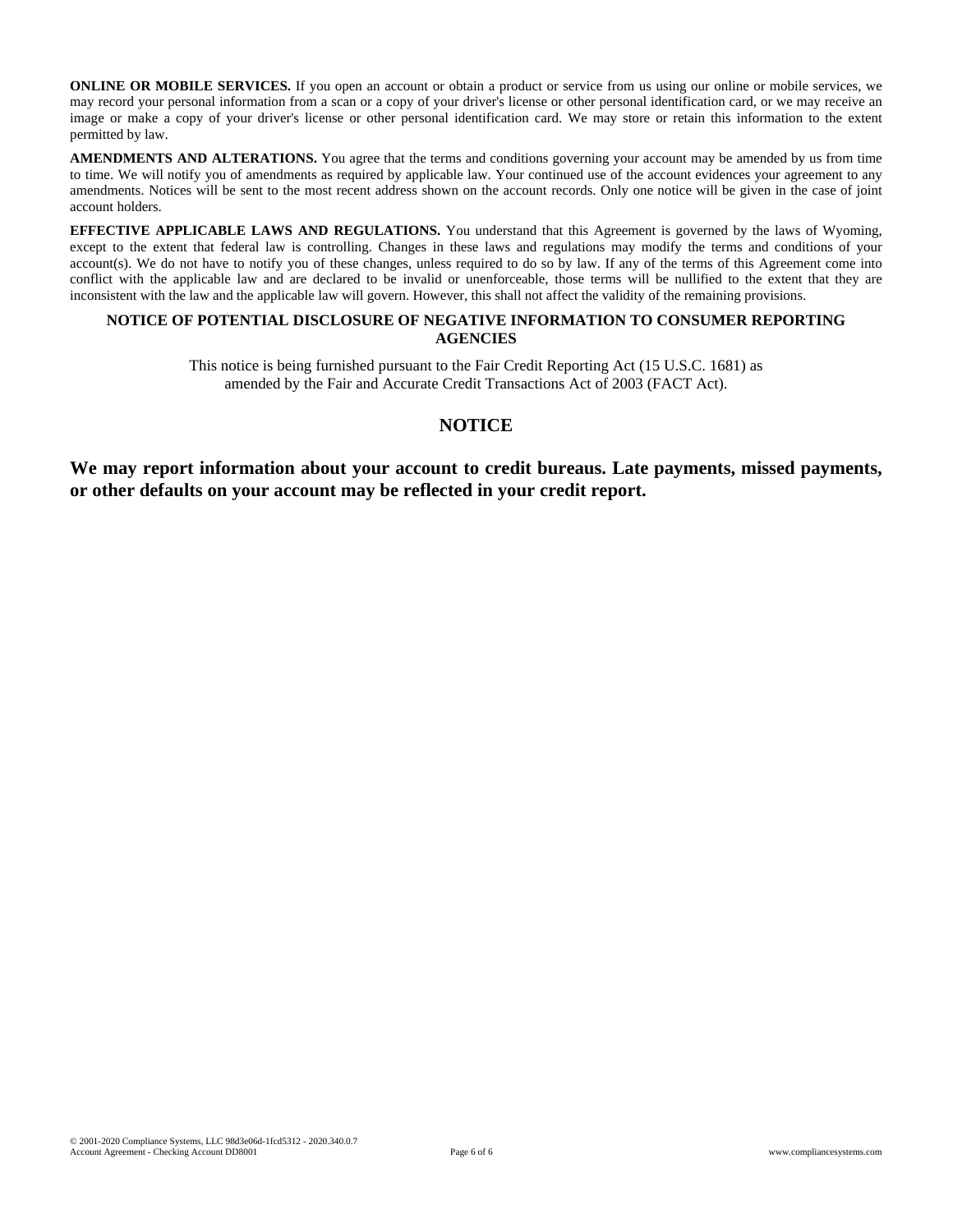**ONLINE OR MOBILE SERVICES.** If you open an account or obtain a product or service from us using our online or mobile services, we may record your personal information from a scan or a copy of your driver's license or other personal identification card, or we may receive an image or make a copy of your driver's license or other personal identification card. We may store or retain this information to the extent permitted by law.

**AMENDMENTS AND ALTERATIONS.** You agree that the terms and conditions governing your account may be amended by us from time to time. We will notify you of amendments as required by applicable law. Your continued use of the account evidences your agreement to any amendments. Notices will be sent to the most recent address shown on the account records. Only one notice will be given in the case of joint account holders.

**EFFECTIVE APPLICABLE LAWS AND REGULATIONS.** You understand that this Agreement is governed by the laws of Wyoming, except to the extent that federal law is controlling. Changes in these laws and regulations may modify the terms and conditions of your account(s). We do not have to notify you of these changes, unless required to do so by law. If any of the terms of this Agreement come into conflict with the applicable law and are declared to be invalid or unenforceable, those terms will be nullified to the extent that they are inconsistent with the law and the applicable law will govern. However, this shall not affect the validity of the remaining provisions.

## NOTICE OF POTENTIAL DISCLOSURE OF NEGATIVE INFORMATION TO CONSUMER REPORTING AGENCIES

This notice is being furnished pursuant to the Fair Credit Reporting Act (15 U.S.C. 1681) as amended by the Fair and Accurate Credit Transactions Act of 2003 (FACT Act).

## NOTICE

**We may report information about your account to credit bureaus. Late payments, missed payments, or other defaults on your account may be reflected in your credit report.**